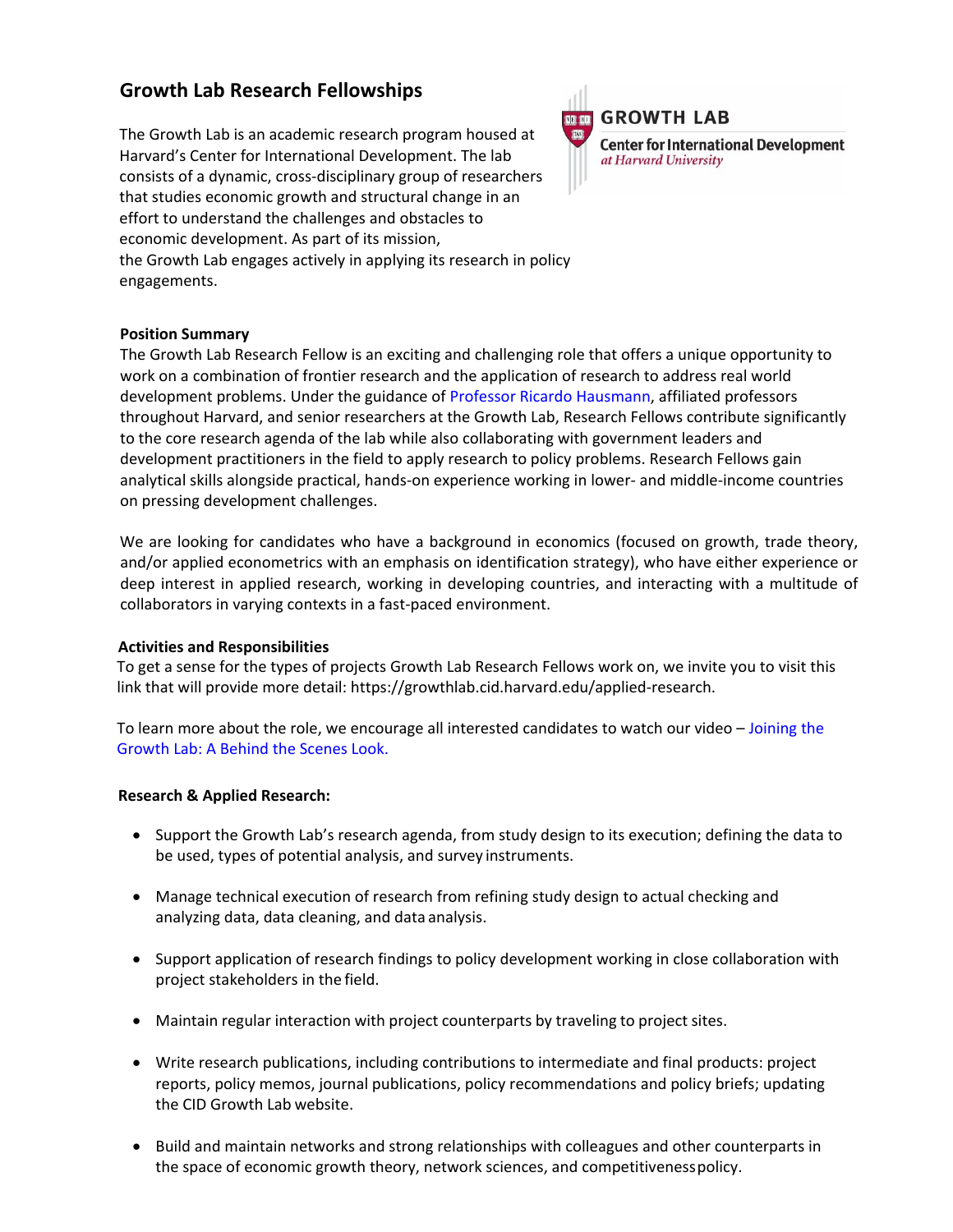# Growth Lab Research Fellowships

The Growth Lab is an academic research program housed at Harvard's Center for International Development. The lab consists of a dynamic, cross-disciplinary group of researchers that studies economic growth and structural change in an effort to understand the challenges and obstacles to economic development. As part of its mission, the Growth Lab engages actively in applying its research in policy engagements.

### Position Summary

The Growth Lab Research Fellow is an exciting and challenging role that offers a unique opportunity to work on a combination of frontier research and the application of research to address real world development problems. Under the guidance of Professor Ricardo Hausmann, affiliated professors throughout Harvard, and senior researchers at the Growth Lab, Research Fellows contribute significantly to the core research agenda of the lab while also collaborating with government leaders and development practitioners in the field to apply research to policy problems. Research Fellows gain analytical skills alongside practical, hands-on experience working in lower- and middle-income countries on pressing development challenges.

We are looking for candidates who have a background in economics (focused on growth, trade theory, and/or applied econometrics with an emphasis on identification strategy), who have either experience or deep interest in applied research, working in developing countries, and interacting with a multitude of collaborators in varying contexts in a fast-paced environment.

### Activities and Responsibilities

To get a sense for the types of projects Growth Lab Research Fellows work on, we invite you to visit this link that will provide more detail: https://growthlab.cid.harvard.edu/applied-research.

To learn more about the role, we encourage all interested candidates to watch our video – Joining the Growth Lab: A Behind the Scenes Look.

### Research & Applied Research:

- Support the Growth Lab's research agenda, from study design to its execution; defining the data to be used, types of potential analysis, and survey instruments.
- Manage technical execution of research from refining study design to actual checking and analyzing data, data cleaning, and data analysis.
- Support application of research findings to policy development working in close collaboration with project stakeholders in the field.
- Maintain regular interaction with project counterparts by traveling to project sites.
- Write research publications, including contributions to intermediate and final products: project reports, policy memos, journal publications, policy recommendations and policy briefs; updating the CID Growth Lab website.
- Build and maintain networks and strong relationships with colleagues and other counterparts in the space of economic growth theory, network sciences, and competitiveness policy.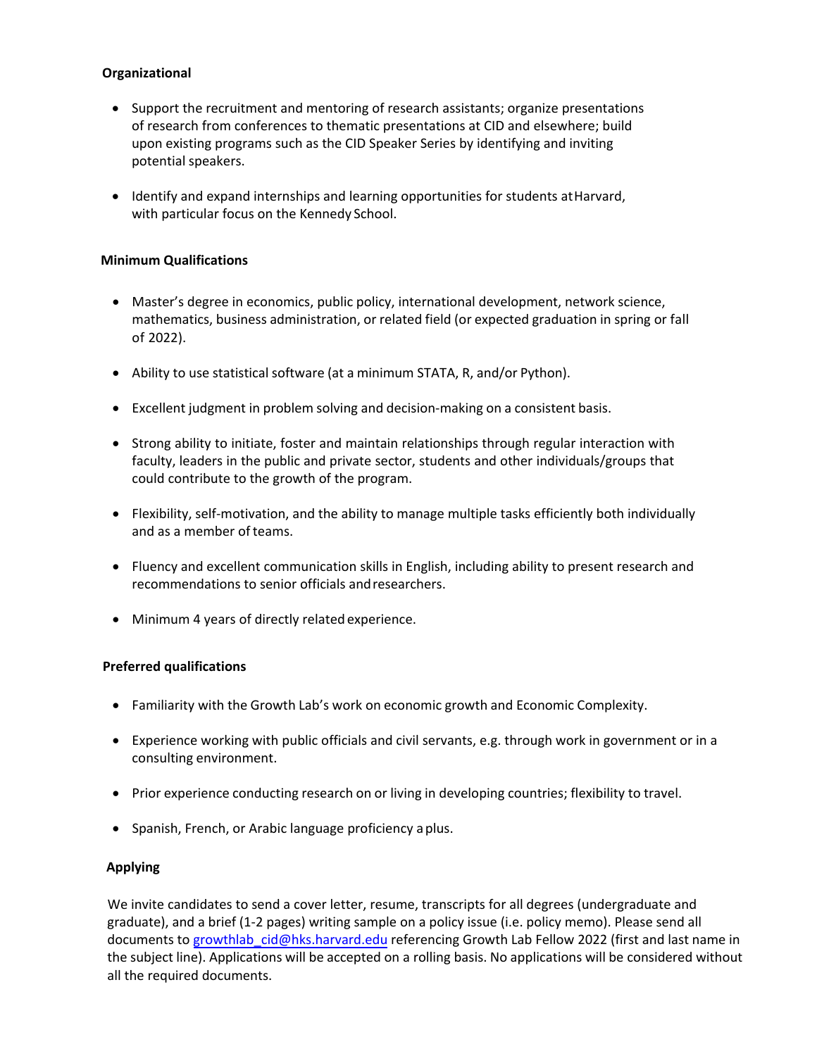**Organizational**

- Support the recruitment and mentoring of research assistants; organize presentations of research from conferences to thematic presentations at CID and elsewhere; build upon existing programs such as the CID Speaker Series by identifying and inviting potential speakers.

- Identify and expand internships and learning opportunities for students at Harvard, with particular focus on the Kennedy School.

**Minimum Qualifications**

- Master's degree in economics, public policy, international development, network science, mathematics, business administration, or related field (or expected graduation in spring or fall of 2022).

- Ability to use statistical software (at a minimum STATA, R, and/or Python).

- Excellent judgment in problem solving and decision-making on a consistent basis.

- Strong ability to initiate, foster and maintain relationships through regular interaction with faculty, leaders in the public and private sector, students and other individuals/groups that could contribute to the growth of the program.

- Flexibility, self-motivation, and the ability to manage multiple tasks efficiently both individually and as a member of teams.

- Fluency and excellent communication skills in English, including ability to present research and recommendations to senior officials and researchers.

- Minimum 4 years of directly related experience.

**Preferred qualifications**

- Familiarity with the Growth Lab's work on economic growth and Economic Complexity.

- Experience working with public officials and civil servants, e.g. through work in government or in a consulting environment.

- Prior experience conducting research on or living in developing countries; flexibility to travel.

- Spanish, French, or Arabic language proficiency a plus.

**Applying**

We invite candidates to send a cover letter, resume, transcripts for all degrees (undergraduate and graduate), and a brief (1-2 pages) writing sample on a policy issue (i.e. policy memo). Please send all documents to growthlab_cid@hks.harvard.edu referencing Growth Lab Fellow 2022 (first and last name in the subject line). Applications will be accepted on a rolling basis. No applications will be considered without all the required documents.